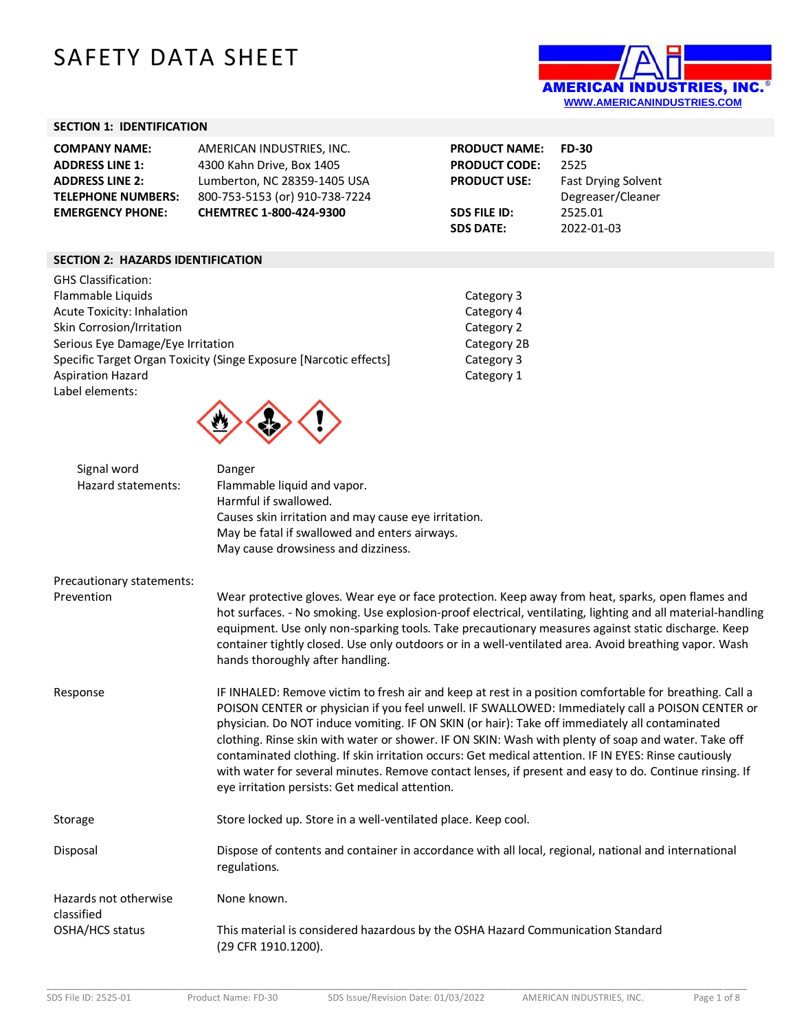# SAFETY DATA SHEET

AMERICAN INDUSTRIES, INC.®
WWW.AMERICANINDUSTRIES.COM

## SECTION 1: IDENTIFICATION

| | | | |
|---|---|---|---|
| **COMPANY NAME:** | AMERICAN INDUSTRIES, INC. | **PRODUCT NAME:** | **FD-30** |
| **ADDRESS LINE 1:** | 4300 Kahn Drive, Box 1405 | **PRODUCT CODE:** | 2525 |
| **ADDRESS LINE 2:** | Lumberton, NC 28359-1405 USA | **PRODUCT USE:** | Fast Drying Solvent Degreaser/Cleaner |
| **TELEPHONE NUMBERS:** | 800-753-5153 (or) 910-738-7224 | | |
| **EMERGENCY PHONE:** | **CHEMTREC 1-800-424-9300** | **SDS FILE ID:** | 2525.01 |
| | | **SDS DATE:** | 2022-01-03 |

## SECTION 2: HAZARDS IDENTIFICATION

GHS Classification:

| | |
|---|---|
| Flammable Liquids | Category 3 |
| Acute Toxicity: Inhalation | Category 4 |
| Skin Corrosion/Irritation | Category 2 |
| Serious Eye Damage/Eye Irritation | Category 2B |
| Specific Target Organ Toxicity (Singe Exposure [Narcotic effects] | Category 3 |
| Aspiration Hazard | Category 1 |

Label elements:

Signal word: Danger

Hazard statements:
Flammable liquid and vapor.
Harmful if swallowed.
Causes skin irritation and may cause eye irritation.
May be fatal if swallowed and enters airways.
May cause drowsiness and dizziness.

Precautionary statements:

**Prevention**
Wear protective gloves. Wear eye or face protection. Keep away from heat, sparks, open flames and hot surfaces. - No smoking. Use explosion-proof electrical, ventilating, lighting and all material-handling equipment. Use only non-sparking tools. Take precautionary measures against static discharge. Keep container tightly closed. Use only outdoors or in a well-ventilated area. Avoid breathing vapor. Wash hands thoroughly after handling.

**Response**
IF INHALED: Remove victim to fresh air and keep at rest in a position comfortable for breathing. Call a POISON CENTER or physician if you feel unwell. IF SWALLOWED: Immediately call a POISON CENTER or physician. Do NOT induce vomiting. IF ON SKIN (or hair): Take off immediately all contaminated clothing. Rinse skin with water or shower. IF ON SKIN: Wash with plenty of soap and water. Take off contaminated clothing. If skin irritation occurs: Get medical attention. IF IN EYES: Rinse cautiously with water for several minutes. Remove contact lenses, if present and easy to do. Continue rinsing. If eye irritation persists: Get medical attention.

**Storage**
Store locked up. Store in a well-ventilated place. Keep cool.

**Disposal**
Dispose of contents and container in accordance with all local, regional, national and international regulations.

**Hazards not otherwise classified**
None known.

**OSHA/HCS status**
This material is considered hazardous by the OSHA Hazard Communication Standard (29 CFR 1910.1200).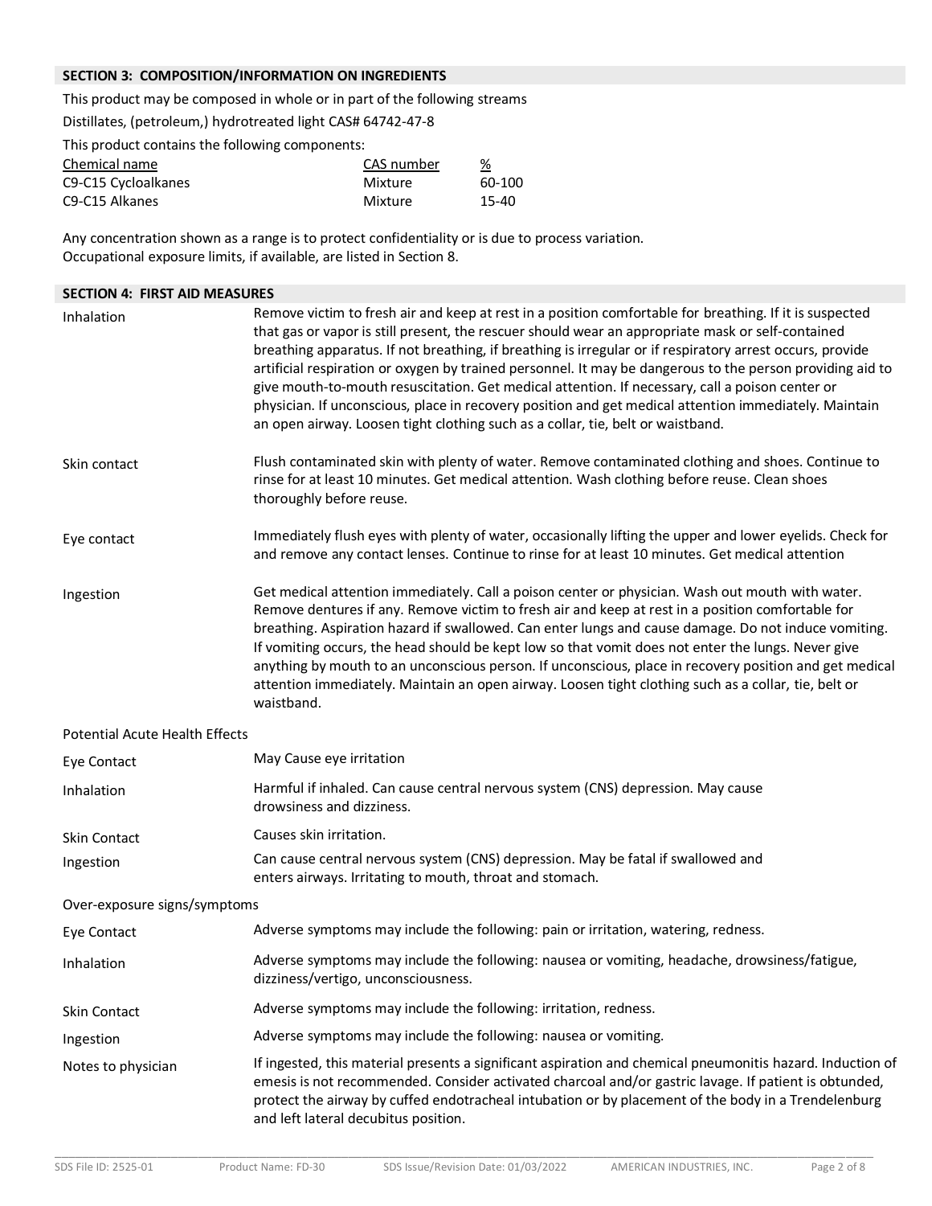## SECTION 3: COMPOSITION/INFORMATION ON INGREDIENTS

This product may be composed in whole or in part of the following streams

Distillates, (petroleum,) hydrotreated light CAS# 64742-47-8

This product contains the following components:

| Chemical name | CAS number | % |
|---|---|---|
| C9-C15 Cycloalkanes | Mixture | 60-100 |
| C9-C15 Alkanes | Mixture | 15-40 |

Any concentration shown as a range is to protect confidentiality or is due to process variation.
Occupational exposure limits, if available, are listed in Section 8.

## SECTION 4: FIRST AID MEASURES

**Inhalation**
Remove victim to fresh air and keep at rest in a position comfortable for breathing. If it is suspected that gas or vapor is still present, the rescuer should wear an appropriate mask or self-contained breathing apparatus. If not breathing, if breathing is irregular or if respiratory arrest occurs, provide artificial respiration or oxygen by trained personnel. It may be dangerous to the person providing aid to give mouth-to-mouth resuscitation. Get medical attention. If necessary, call a poison center or physician. If unconscious, place in recovery position and get medical attention immediately. Maintain an open airway. Loosen tight clothing such as a collar, tie, belt or waistband.

**Skin contact**
Flush contaminated skin with plenty of water. Remove contaminated clothing and shoes. Continue to rinse for at least 10 minutes. Get medical attention. Wash clothing before reuse. Clean shoes thoroughly before reuse.

**Eye contact**
Immediately flush eyes with plenty of water, occasionally lifting the upper and lower eyelids. Check for and remove any contact lenses. Continue to rinse for at least 10 minutes. Get medical attention

**Ingestion**
Get medical attention immediately. Call a poison center or physician. Wash out mouth with water. Remove dentures if any. Remove victim to fresh air and keep at rest in a position comfortable for breathing. Aspiration hazard if swallowed. Can enter lungs and cause damage. Do not induce vomiting. If vomiting occurs, the head should be kept low so that vomit does not enter the lungs. Never give anything by mouth to an unconscious person. If unconscious, place in recovery position and get medical attention immediately. Maintain an open airway. Loosen tight clothing such as a collar, tie, belt or waistband.

### Potential Acute Health Effects

**Eye Contact**
May Cause eye irritation

**Inhalation**
Harmful if inhaled. Can cause central nervous system (CNS) depression. May cause drowsiness and dizziness.

**Skin Contact**
Causes skin irritation.

**Ingestion**
Can cause central nervous system (CNS) depression. May be fatal if swallowed and enters airways. Irritating to mouth, throat and stomach.

### Over-exposure signs/symptoms

**Eye Contact**
Adverse symptoms may include the following: pain or irritation, watering, redness.

**Inhalation**
Adverse symptoms may include the following: nausea or vomiting, headache, drowsiness/fatigue, dizziness/vertigo, unconsciousness.

**Skin Contact**
Adverse symptoms may include the following: irritation, redness.

**Ingestion**
Adverse symptoms may include the following: nausea or vomiting.

**Notes to physician**
If ingested, this material presents a significant aspiration and chemical pneumonitis hazard. Induction of emesis is not recommended. Consider activated charcoal and/or gastric lavage. If patient is obtunded, protect the airway by cuffed endotracheal intubation or by placement of the body in a Trendelenburg and left lateral decubitus position.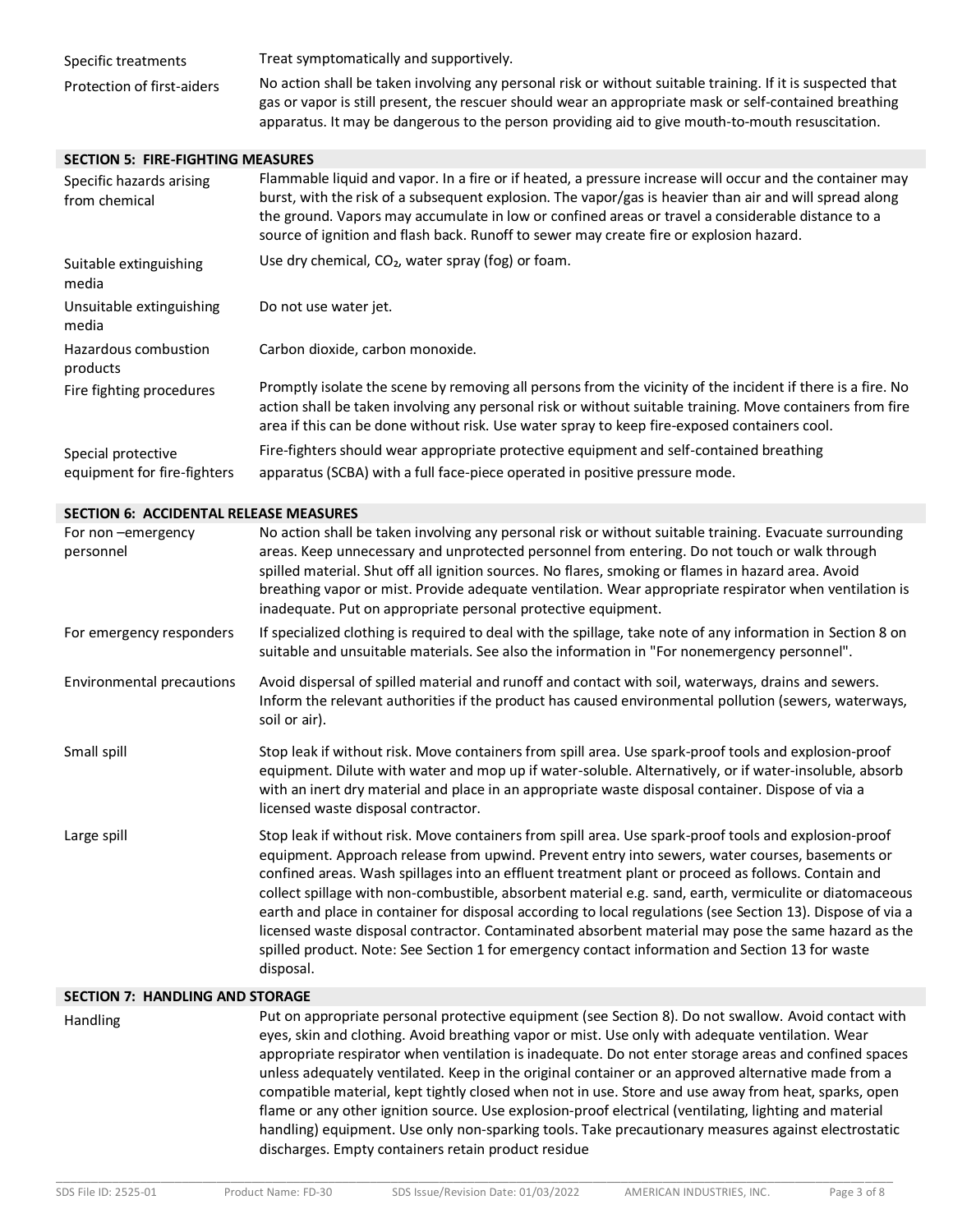| | |
|---|---|
| Specific treatments | Treat symptomatically and supportively. |
| Protection of first-aiders | No action shall be taken involving any personal risk or without suitable training. If it is suspected that gas or vapor is still present, the rescuer should wear an appropriate mask or self-contained breathing apparatus. It may be dangerous to the person providing aid to give mouth-to-mouth resuscitation. |

## SECTION 5: FIRE-FIGHTING MEASURES

| | |
|---|---|
| Specific hazards arising from chemical | Flammable liquid and vapor. In a fire or if heated, a pressure increase will occur and the container may burst, with the risk of a subsequent explosion. The vapor/gas is heavier than air and will spread along the ground. Vapors may accumulate in low or confined areas or travel a considerable distance to a source of ignition and flash back. Runoff to sewer may create fire or explosion hazard. |
| Suitable extinguishing media | Use dry chemical, $CO_2$, water spray (fog) or foam. |
| Unsuitable extinguishing media | Do not use water jet. |
| Hazardous combustion products | Carbon dioxide, carbon monoxide. |
| Fire fighting procedures | Promptly isolate the scene by removing all persons from the vicinity of the incident if there is a fire. No action shall be taken involving any personal risk or without suitable training. Move containers from fire area if this can be done without risk. Use water spray to keep fire-exposed containers cool. |
| Special protective equipment for fire-fighters | Fire-fighters should wear appropriate protective equipment and self-contained breathing apparatus (SCBA) with a full face-piece operated in positive pressure mode. |

## SECTION 6: ACCIDENTAL RELEASE MEASURES

| | |
|---|---|
| For non –emergency personnel | No action shall be taken involving any personal risk or without suitable training. Evacuate surrounding areas. Keep unnecessary and unprotected personnel from entering. Do not touch or walk through spilled material. Shut off all ignition sources. No flares, smoking or flames in hazard area. Avoid breathing vapor or mist. Provide adequate ventilation. Wear appropriate respirator when ventilation is inadequate. Put on appropriate personal protective equipment. |
| For emergency responders | If specialized clothing is required to deal with the spillage, take note of any information in Section 8 on suitable and unsuitable materials. See also the information in "For nonemergency personnel". |
| Environmental precautions | Avoid dispersal of spilled material and runoff and contact with soil, waterways, drains and sewers. Inform the relevant authorities if the product has caused environmental pollution (sewers, waterways, soil or air). |
| Small spill | Stop leak if without risk. Move containers from spill area. Use spark-proof tools and explosion-proof equipment. Dilute with water and mop up if water-soluble. Alternatively, or if water-insoluble, absorb with an inert dry material and place in an appropriate waste disposal container. Dispose of via a licensed waste disposal contractor. |
| Large spill | Stop leak if without risk. Move containers from spill area. Use spark-proof tools and explosion-proof equipment. Approach release from upwind. Prevent entry into sewers, water courses, basements or confined areas. Wash spillages into an effluent treatment plant or proceed as follows. Contain and collect spillage with non-combustible, absorbent material e.g. sand, earth, vermiculite or diatomaceous earth and place in container for disposal according to local regulations (see Section 13). Dispose of via a licensed waste disposal contractor. Contaminated absorbent material may pose the same hazard as the spilled product. Note: See Section 1 for emergency contact information and Section 13 for waste disposal. |

## SECTION 7: HANDLING AND STORAGE

| | |
|---|---|
| Handling | Put on appropriate personal protective equipment (see Section 8). Do not swallow. Avoid contact with eyes, skin and clothing. Avoid breathing vapor or mist. Use only with adequate ventilation. Wear appropriate respirator when ventilation is inadequate. Do not enter storage areas and confined spaces unless adequately ventilated. Keep in the original container or an approved alternative made from a compatible material, kept tightly closed when not in use. Store and use away from heat, sparks, open flame or any other ignition source. Use explosion-proof electrical (ventilating, lighting and material handling) equipment. Use only non-sparking tools. Take precautionary measures against electrostatic discharges. Empty containers retain product residue |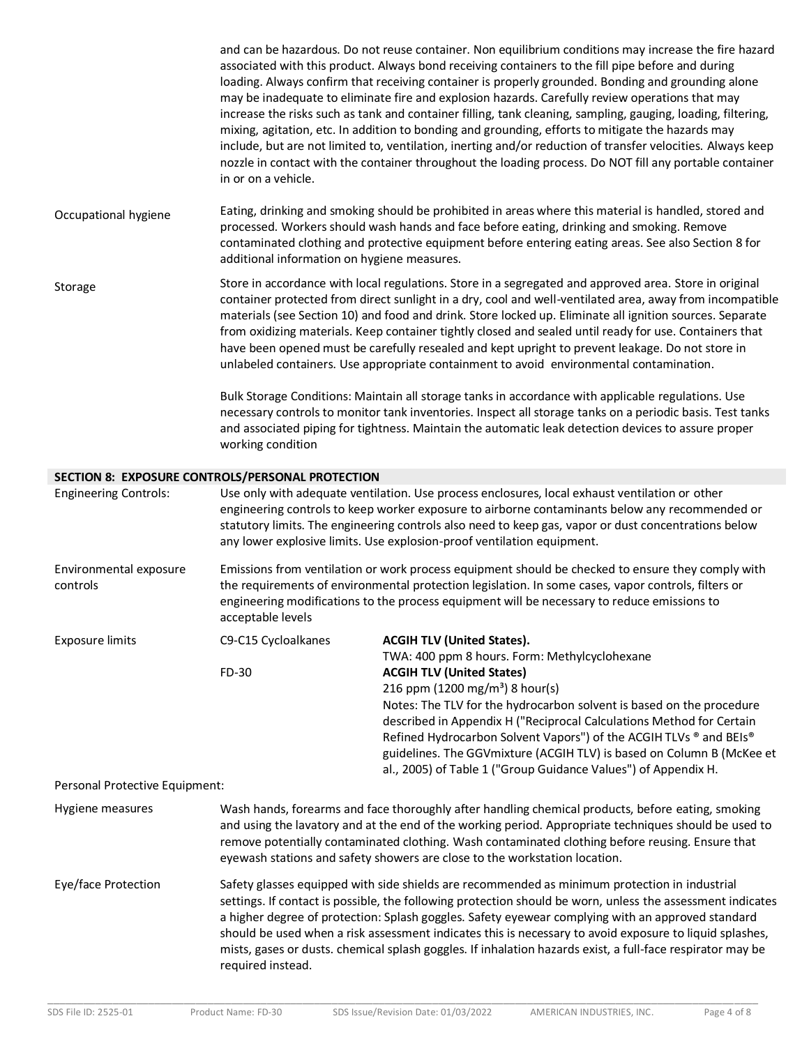and can be hazardous. Do not reuse container. Non equilibrium conditions may increase the fire hazard associated with this product. Always bond receiving containers to the fill pipe before and during loading. Always confirm that receiving container is properly grounded. Bonding and grounding alone may be inadequate to eliminate fire and explosion hazards. Carefully review operations that may increase the risks such as tank and container filling, tank cleaning, sampling, gauging, loading, filtering, mixing, agitation, etc. In addition to bonding and grounding, efforts to mitigate the hazards may include, but are not limited to, ventilation, inerting and/or reduction of transfer velocities. Always keep nozzle in contact with the container throughout the loading process. Do NOT fill any portable container in or on a vehicle.

**Occupational hygiene**

Eating, drinking and smoking should be prohibited in areas where this material is handled, stored and processed. Workers should wash hands and face before eating, drinking and smoking. Remove contaminated clothing and protective equipment before entering eating areas. See also Section 8 for additional information on hygiene measures.

**Storage**

Store in accordance with local regulations. Store in a segregated and approved area. Store in original container protected from direct sunlight in a dry, cool and well-ventilated area, away from incompatible materials (see Section 10) and food and drink. Store locked up. Eliminate all ignition sources. Separate from oxidizing materials. Keep container tightly closed and sealed until ready for use. Containers that have been opened must be carefully resealed and kept upright to prevent leakage. Do not store in unlabeled containers. Use appropriate containment to avoid environmental contamination.

Bulk Storage Conditions: Maintain all storage tanks in accordance with applicable regulations. Use necessary controls to monitor tank inventories. Inspect all storage tanks on a periodic basis. Test tanks and associated piping for tightness. Maintain the automatic leak detection devices to assure proper working condition

## SECTION 8: EXPOSURE CONTROLS/PERSONAL PROTECTION

**Engineering Controls:**

Use only with adequate ventilation. Use process enclosures, local exhaust ventilation or other engineering controls to keep worker exposure to airborne contaminants below any recommended or statutory limits. The engineering controls also need to keep gas, vapor or dust concentrations below any lower explosive limits. Use explosion-proof ventilation equipment.

**Environmental exposure controls**

Emissions from ventilation or work process equipment should be checked to ensure they comply with the requirements of environmental protection legislation. In some cases, vapor controls, filters or engineering modifications to the process equipment will be necessary to reduce emissions to acceptable levels

**Exposure limits**

| Component | Limit |
| --- | --- |
| C9-C15 Cycloalkanes | **ACGIH TLV (United States).** TWA: 400 ppm 8 hours. Form: Methylcyclohexane |
| FD-30 | **ACGIH TLV (United States)** 216 ppm (1200 mg/m³) 8 hour(s) Notes: The TLV for the hydrocarbon solvent is based on the procedure described in Appendix H ("Reciprocal Calculations Method for Certain Refined Hydrocarbon Solvent Vapors") of the ACGIH TLVs ® and BEIs® guidelines. The GGVmixture (ACGIH TLV) is based on Column B (McKee et al., 2005) of Table 1 ("Group Guidance Values") of Appendix H. |

**Personal Protective Equipment:**

**Hygiene measures**

Wash hands, forearms and face thoroughly after handling chemical products, before eating, smoking and using the lavatory and at the end of the working period. Appropriate techniques should be used to remove potentially contaminated clothing. Wash contaminated clothing before reusing. Ensure that eyewash stations and safety showers are close to the workstation location.

**Eye/face Protection**

Safety glasses equipped with side shields are recommended as minimum protection in industrial settings. If contact is possible, the following protection should be worn, unless the assessment indicates a higher degree of protection: Splash goggles. Safety eyewear complying with an approved standard should be used when a risk assessment indicates this is necessary to avoid exposure to liquid splashes, mists, gases or dusts. chemical splash goggles. If inhalation hazards exist, a full-face respirator may be required instead.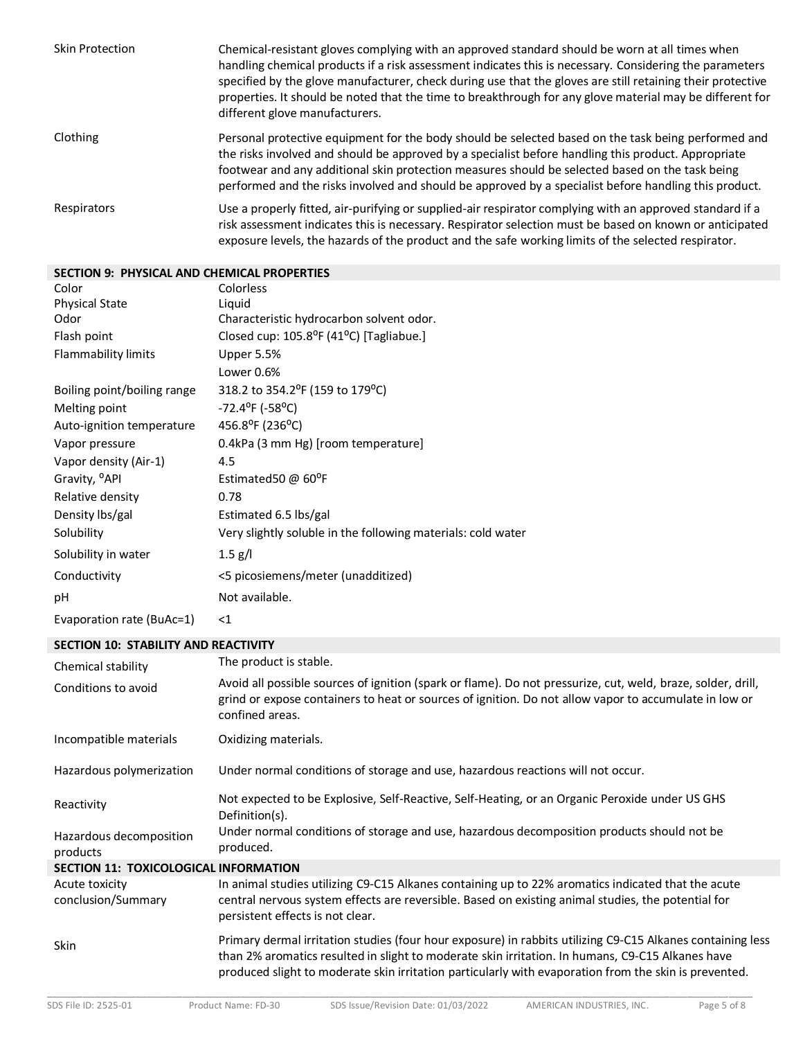| | |
|---|---|
| Skin Protection | Chemical-resistant gloves complying with an approved standard should be worn at all times when handling chemical products if a risk assessment indicates this is necessary. Considering the parameters specified by the glove manufacturer, check during use that the gloves are still retaining their protective properties. It should be noted that the time to breakthrough for any glove material may be different for different glove manufacturers. |
| Clothing | Personal protective equipment for the body should be selected based on the task being performed and the risks involved and should be approved by a specialist before handling this product. Appropriate footwear and any additional skin protection measures should be selected based on the task being performed and the risks involved and should be approved by a specialist before handling this product. |
| Respirators | Use a properly fitted, air-purifying or supplied-air respirator complying with an approved standard if a risk assessment indicates this is necessary. Respirator selection must be based on known or anticipated exposure levels, the hazards of the product and the safe working limits of the selected respirator. |

## SECTION 9: PHYSICAL AND CHEMICAL PROPERTIES

| | |
|---|---|
| Color | Colorless |
| Physical State | Liquid |
| Odor | Characteristic hydrocarbon solvent odor. |
| Flash point | Closed cup: 105.8ºF (41ºC) [Tagliabue.] |
| Flammability limits | Upper 5.5%<br>Lower 0.6% |
| Boiling point/boiling range | 318.2 to 354.2ºF (159 to 179ºC) |
| Melting point | -72.4ºF (-58ºC) |
| Auto-ignition temperature | 456.8ºF (236ºC) |
| Vapor pressure | 0.4kPa (3 mm Hg) [room temperature] |
| Vapor density (Air-1) | 4.5 |
| Gravity, ºAPI | Estimated50 @ 60ºF |
| Relative density | 0.78 |
| Density lbs/gal | Estimated 6.5 lbs/gal |
| Solubility | Very slightly soluble in the following materials: cold water |
| Solubility in water | 1.5 g/l |
| Conductivity | <5 picosiemens/meter (unadditized) |
| pH | Not available. |
| Evaporation rate (BuAc=1) | <1 |

## SECTION 10: STABILITY AND REACTIVITY

| | |
|---|---|
| Chemical stability | The product is stable. |
| Conditions to avoid | Avoid all possible sources of ignition (spark or flame). Do not pressurize, cut, weld, braze, solder, drill, grind or expose containers to heat or sources of ignition. Do not allow vapor to accumulate in low or confined areas. |
| Incompatible materials | Oxidizing materials. |
| Hazardous polymerization | Under normal conditions of storage and use, hazardous reactions will not occur. |
| Reactivity | Not expected to be Explosive, Self-Reactive, Self-Heating, or an Organic Peroxide under US GHS Definition(s). |
| Hazardous decomposition products | Under normal conditions of storage and use, hazardous decomposition products should not be produced. |

## SECTION 11: TOXICOLOGICAL INFORMATION

| | |
|---|---|
| Acute toxicity conclusion/Summary | In animal studies utilizing C9-C15 Alkanes containing up to 22% aromatics indicated that the acute central nervous system effects are reversible. Based on existing animal studies, the potential for persistent effects is not clear. |
| Skin | Primary dermal irritation studies (four hour exposure) in rabbits utilizing C9-C15 Alkanes containing less than 2% aromatics resulted in slight to moderate skin irritation. In humans, C9-C15 Alkanes have produced slight to moderate skin irritation particularly with evaporation from the skin is prevented. |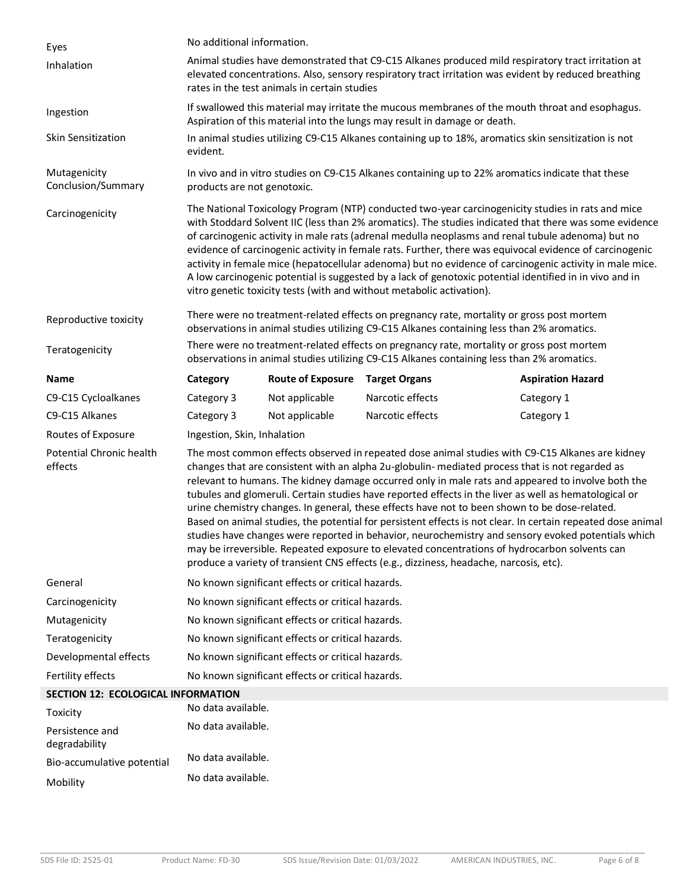| | |
|---|---|
| Eyes | No additional information. |
| Inhalation | Animal studies have demonstrated that C9-C15 Alkanes produced mild respiratory tract irritation at elevated concentrations. Also, sensory respiratory tract irritation was evident by reduced breathing rates in the test animals in certain studies |
| Ingestion | If swallowed this material may irritate the mucous membranes of the mouth throat and esophagus. Aspiration of this material into the lungs may result in damage or death. |
| Skin Sensitization | In animal studies utilizing C9-C15 Alkanes containing up to 18%, aromatics skin sensitization is not evident. |
| Mutagenicity Conclusion/Summary | In vivo and in vitro studies on C9-C15 Alkanes containing up to 22% aromatics indicate that these products are not genotoxic. |
| Carcinogenicity | The National Toxicology Program (NTP) conducted two-year carcinogenicity studies in rats and mice with Stoddard Solvent IIC (less than 2% aromatics). The studies indicated that there was some evidence of carcinogenic activity in male rats (adrenal medulla neoplasms and renal tubule adenoma) but no evidence of carcinogenic activity in female rats. Further, there was equivocal evidence of carcinogenic activity in female mice (hepatocellular adenoma) but no evidence of carcinogenic activity in male mice. A low carcinogenic potential is suggested by a lack of genotoxic potential identified in in vivo and in vitro genetic toxicity tests (with and without metabolic activation). |
| Reproductive toxicity | There were no treatment-related effects on pregnancy rate, mortality or gross post mortem observations in animal studies utilizing C9-C15 Alkanes containing less than 2% aromatics. |
| Teratogenicity | There were no treatment-related effects on pregnancy rate, mortality or gross post mortem observations in animal studies utilizing C9-C15 Alkanes containing less than 2% aromatics. |

| Name | Category | Route of Exposure | Target Organs | Aspiration Hazard |
|---|---|---|---|---|
| C9-C15 Cycloalkanes | Category 3 | Not applicable | Narcotic effects | Category 1 |
| C9-C15 Alkanes | Category 3 | Not applicable | Narcotic effects | Category 1 |

| | |
|---|---|
| Routes of Exposure | Ingestion, Skin, Inhalation |
| Potential Chronic health effects | The most common effects observed in repeated dose animal studies with C9-C15 Alkanes are kidney changes that are consistent with an alpha 2u-globulin- mediated process that is not regarded as relevant to humans. The kidney damage occurred only in male rats and appeared to involve both the tubules and glomeruli. Certain studies have reported effects in the liver as well as hematological or urine chemistry changes. In general, these effects have not to been shown to be dose-related. Based on animal studies, the potential for persistent effects is not clear. In certain repeated dose animal studies have changes were reported in behavior, neurochemistry and sensory evoked potentials which may be irreversible. Repeated exposure to elevated concentrations of hydrocarbon solvents can produce a variety of transient CNS effects (e.g., dizziness, headache, narcosis, etc). |
| General | No known significant effects or critical hazards. |
| Carcinogenicity | No known significant effects or critical hazards. |
| Mutagenicity | No known significant effects or critical hazards. |
| Teratogenicity | No known significant effects or critical hazards. |
| Developmental effects | No known significant effects or critical hazards. |
| Fertility effects | No known significant effects or critical hazards. |

## SECTION 12: ECOLOGICAL INFORMATION

| | |
|---|---|
| Toxicity | No data available. |
| Persistence and degradability | No data available. |
| Bio-accumulative potential | No data available. |
| Mobility | No data available. |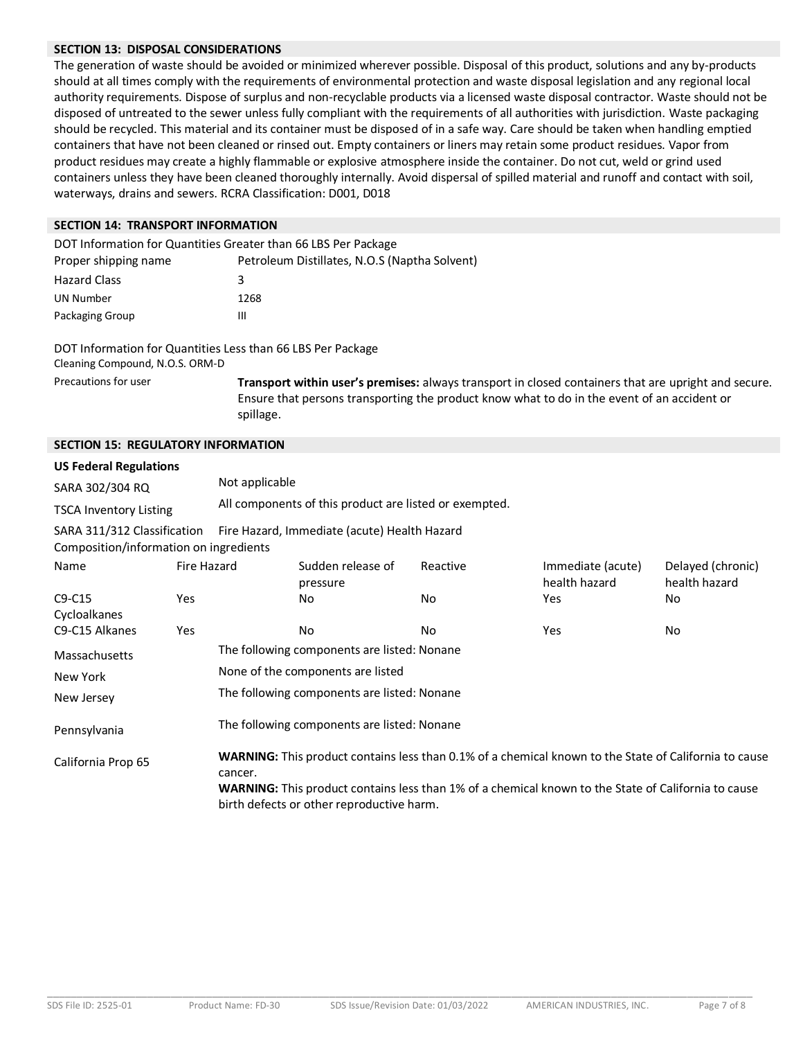## SECTION 13: DISPOSAL CONSIDERATIONS

The generation of waste should be avoided or minimized wherever possible. Disposal of this product, solutions and any by-products should at all times comply with the requirements of environmental protection and waste disposal legislation and any regional local authority requirements. Dispose of surplus and non-recyclable products via a licensed waste disposal contractor. Waste should not be disposed of untreated to the sewer unless fully compliant with the requirements of all authorities with jurisdiction. Waste packaging should be recycled. This material and its container must be disposed of in a safe way. Care should be taken when handling emptied containers that have not been cleaned or rinsed out. Empty containers or liners may retain some product residues. Vapor from product residues may create a highly flammable or explosive atmosphere inside the container. Do not cut, weld or grind used containers unless they have been cleaned thoroughly internally. Avoid dispersal of spilled material and runoff and contact with soil, waterways, drains and sewers. RCRA Classification: D001, D018

## SECTION 14: TRANSPORT INFORMATION

DOT Information for Quantities Greater than 66 LBS Per Package

| | |
|---|---|
| Proper shipping name | Petroleum Distillates, N.O.S (Naptha Solvent) |
| Hazard Class | 3 |
| UN Number | 1268 |
| Packaging Group | III |

DOT Information for Quantities Less than 66 LBS Per Package

Cleaning Compound, N.O.S. ORM-D

Precautions for user — **Transport within user's premises:** always transport in closed containers that are upright and secure. Ensure that persons transporting the product know what to do in the event of an accident or spillage.

## SECTION 15: REGULATORY INFORMATION

**US Federal Regulations**

| | |
|---|---|
| SARA 302/304 RQ | Not applicable |
| TSCA Inventory Listing | All components of this product are listed or exempted. |
| SARA 311/312 Classification | Fire Hazard, Immediate (acute) Health Hazard |

Composition/information on ingredients

| Name | Fire Hazard | Sudden release of pressure | Reactive | Immediate (acute) health hazard | Delayed (chronic) health hazard |
|---|---|---|---|---|---|
| C9-C15 Cycloalkanes | Yes | No | No | Yes | No |
| C9-C15 Alkanes | Yes | No | No | Yes | No |

| | |
|---|---|
| Massachusetts | The following components are listed: Nonane |
| New York | None of the components are listed |
| New Jersey | The following components are listed: Nonane |
| Pennsylvania | The following components are listed: Nonane |
| California Prop 65 | **WARNING:** This product contains less than 0.1% of a chemical known to the State of California to cause cancer. **WARNING:** This product contains less than 1% of a chemical known to the State of California to cause birth defects or other reproductive harm. |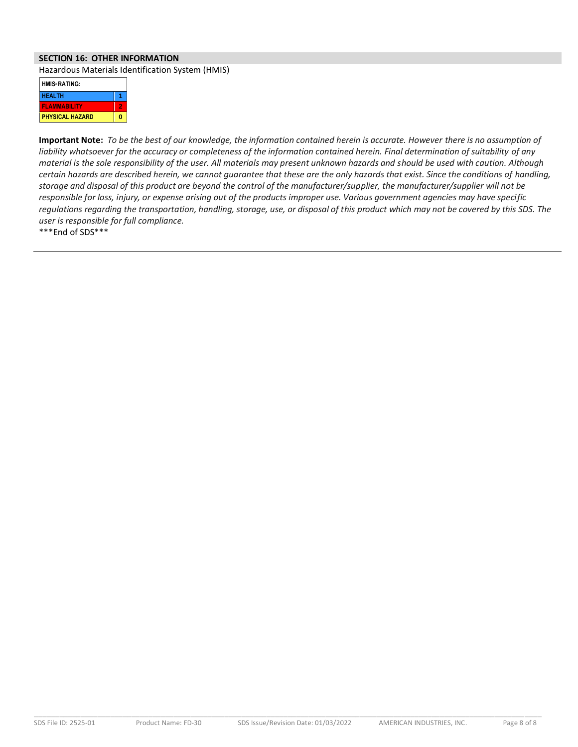## SECTION 16: OTHER INFORMATION

Hazardous Materials Identification System (HMIS)

| HMIS® RATING: | |
|---|---|
| HEALTH | 1 |
| FLAMMABILITY | 2 |
| PHYSICAL HAZARD | 0 |

**Important Note:** *To be the best of our knowledge, the information contained herein is accurate. However there is no assumption of liability whatsoever for the accuracy or completeness of the information contained herein. Final determination of suitability of any material is the sole responsibility of the user. All materials may present unknown hazards and should be used with caution. Although certain hazards are described herein, we cannot guarantee that these are the only hazards that exist. Since the conditions of handling, storage and disposal of this product are beyond the control of the manufacturer/supplier, the manufacturer/supplier will not be responsible for loss, injury, or expense arising out of the products improper use. Various government agencies may have specific regulations regarding the transportation, handling, storage, use, or disposal of this product which may not be covered by this SDS. The user is responsible for full compliance.*

***End of SDS***